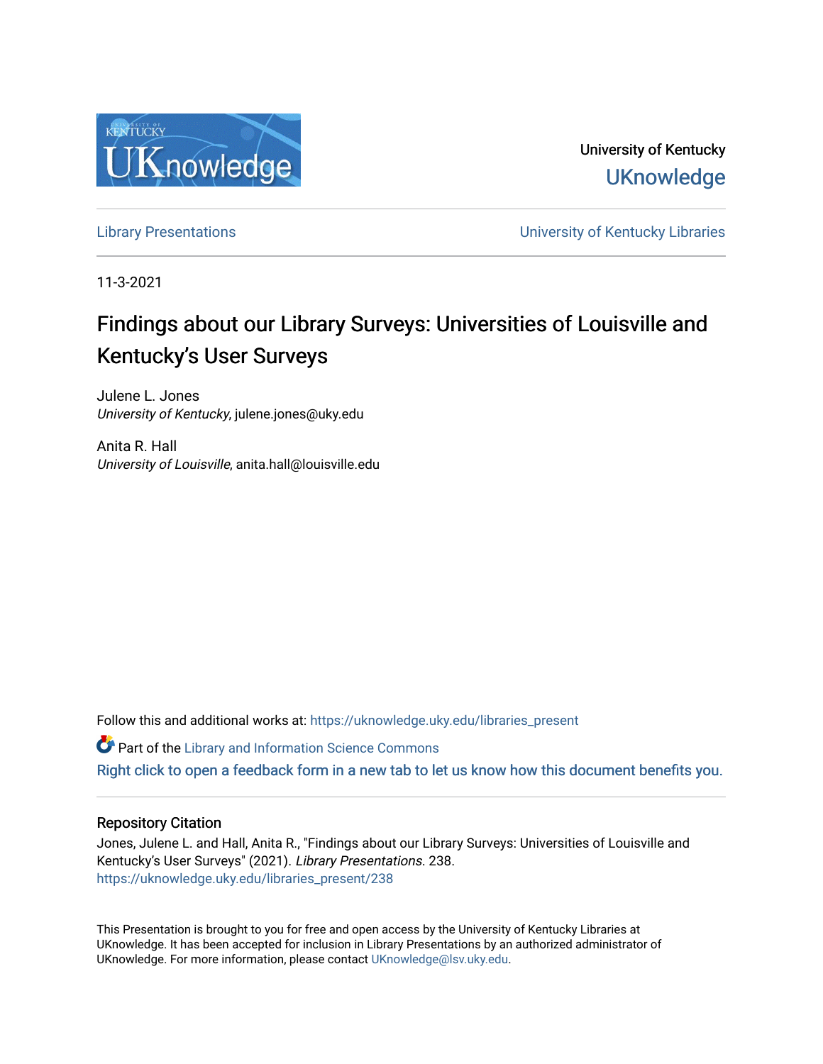University of Kentucky

UKnowledge

Library Presentations | University of Kentucky Libraries

11-3-2021

# Findings about our Library Surveys: Universities of Louisville and Kentucky's User Surveys

Julene L. Jones
*University of Kentucky*, julene.jones@uky.edu

Anita R. Hall
*University of Louisville*, anita.hall@louisville.edu

Follow this and additional works at: https://uknowledge.uky.edu/libraries_present

Part of the Library and Information Science Commons

Right click to open a feedback form in a new tab to let us know how this document benefits you.

## Repository Citation

Jones, Julene L. and Hall, Anita R., "Findings about our Library Surveys: Universities of Louisville and Kentucky's User Surveys" (2021). *Library Presentations*. 238.
https://uknowledge.uky.edu/libraries_present/238

This Presentation is brought to you for free and open access by the University of Kentucky Libraries at UKnowledge. It has been accepted for inclusion in Library Presentations by an authorized administrator of UKnowledge. For more information, please contact UKnowledge@lsv.uky.edu.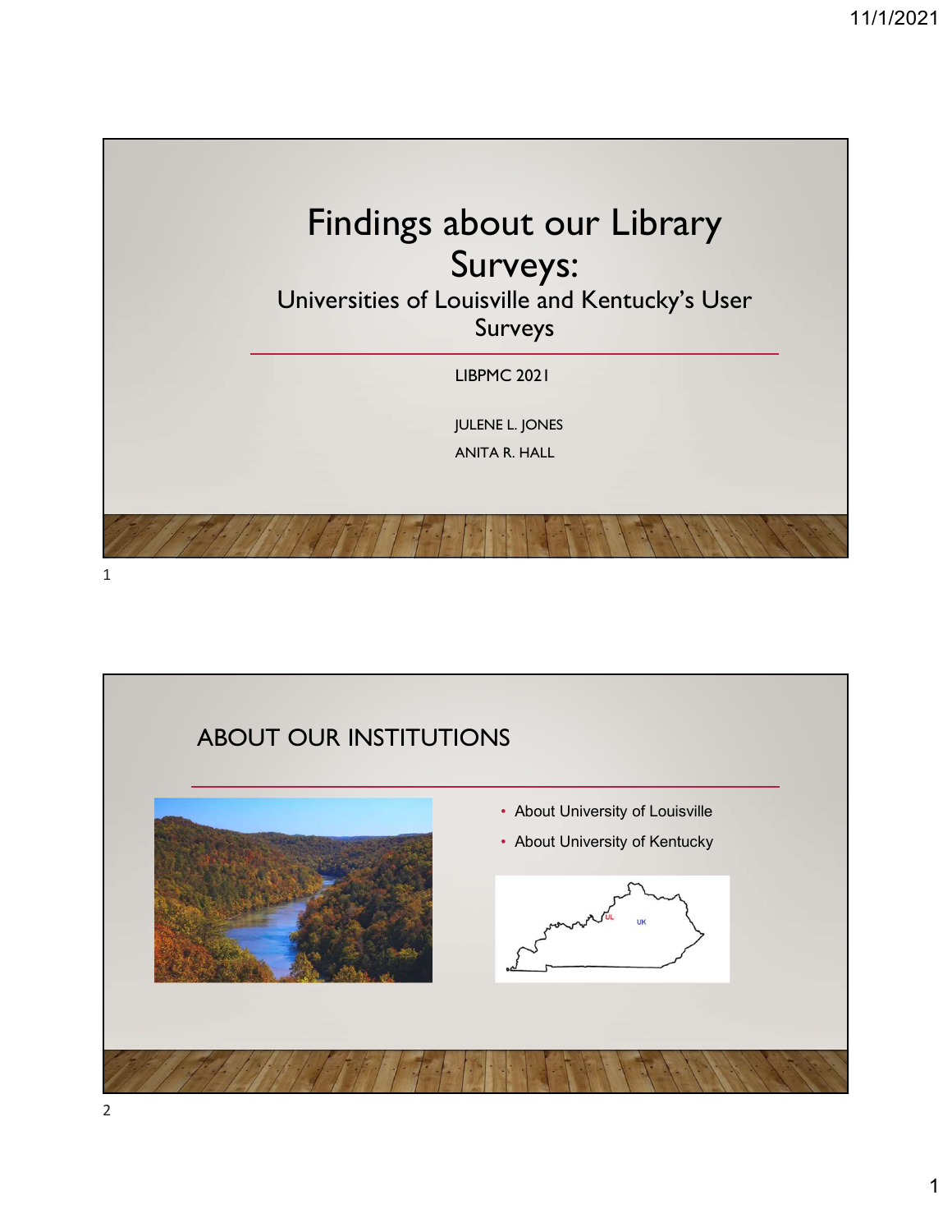# Findings about our Library Surveys:

## Universities of Louisville and Kentucky's User Surveys

LIBPMC 2021

JULENE L. JONES

ANITA R. HALL

## ABOUT OUR INSTITUTIONS

- About University of Louisville
- About University of Kentucky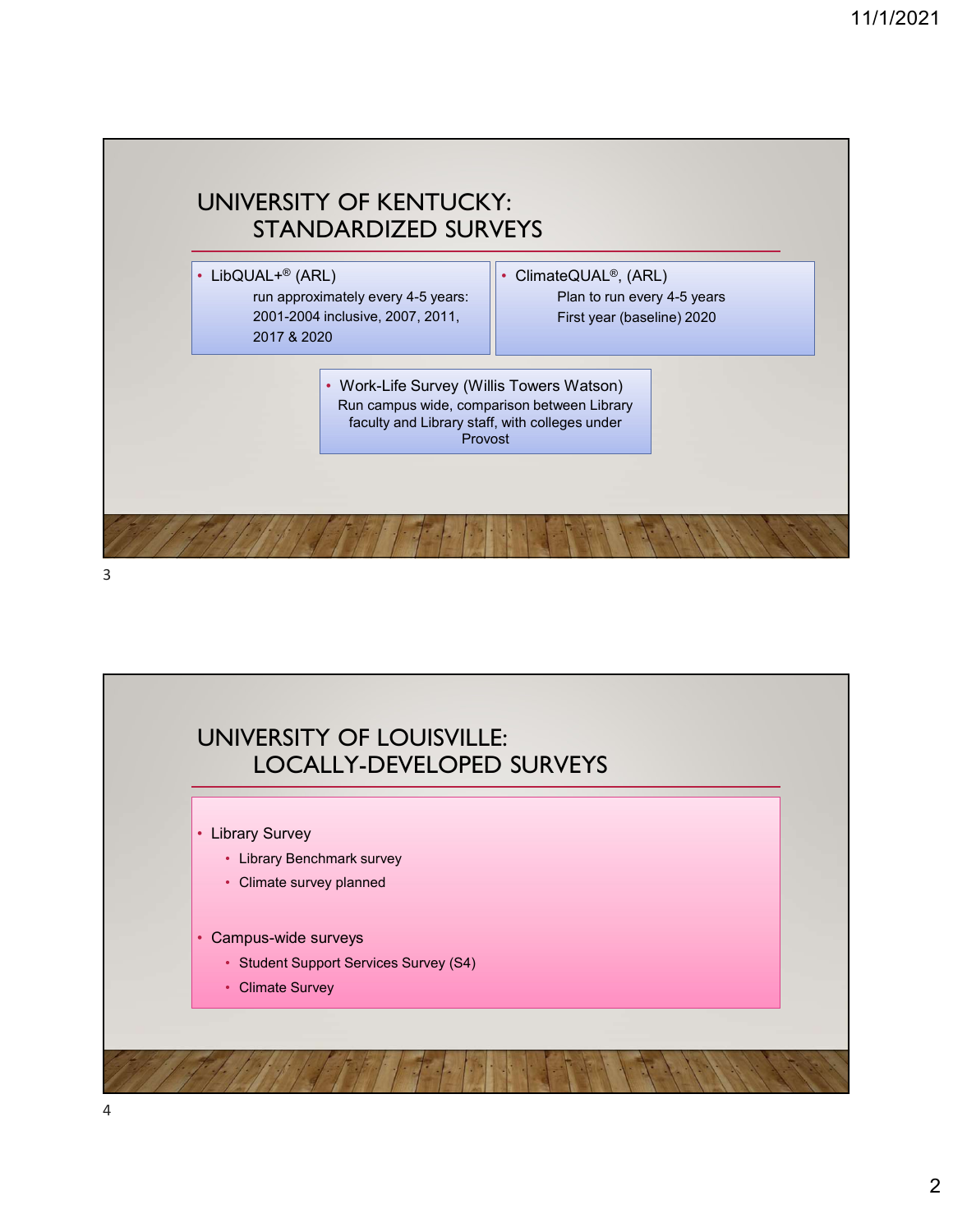# UNIVERSITY OF KENTUCKY: STANDARDIZED SURVEYS

- LibQUAL+® (ARL)
  run approximately every 4-5 years: 2001-2004 inclusive, 2007, 2011, 2017 & 2020
- ClimateQUAL®, (ARL)
  Plan to run every 4-5 years
  First year (baseline) 2020
- Work-Life Survey (Willis Towers Watson)
  Run campus wide, comparison between Library faculty and Library staff, with colleges under Provost

# UNIVERSITY OF LOUISVILLE: LOCALLY-DEVELOPED SURVEYS

- Library Survey
  - Library Benchmark survey
  - Climate survey planned
- Campus-wide surveys
  - Student Support Services Survey (S4)
  - Climate Survey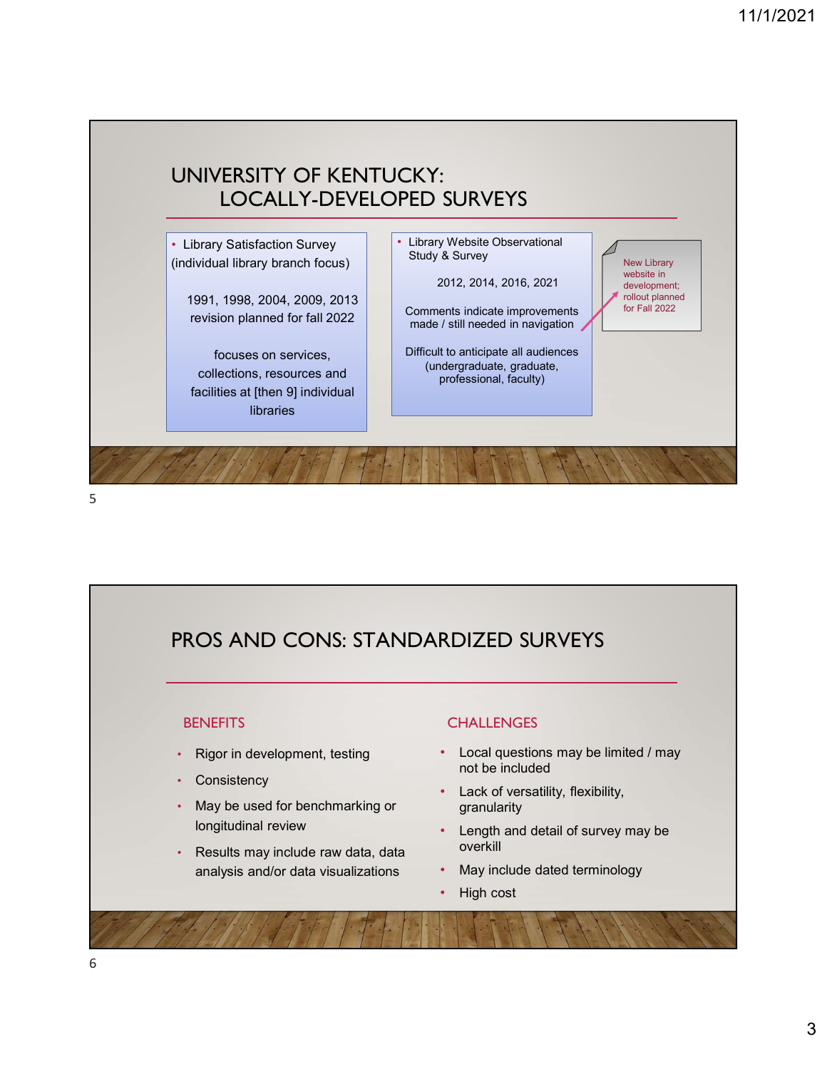# UNIVERSITY OF KENTUCKY: LOCALLY-DEVELOPED SURVEYS

- Library Satisfaction Survey (individual library branch focus)

  1991, 1998, 2004, 2009, 2013
  revision planned for fall 2022

  focuses on services, collections, resources and facilities at [then 9] individual libraries

- Library Website Observational Study & Survey

  2012, 2014, 2016, 2021

  Comments indicate improvements made / still needed in navigation

  Difficult to anticipate all audiences (undergraduate, graduate, professional, faculty)

New Library website in development; rollout planned for Fall 2022

# PROS AND CONS: STANDARDIZED SURVEYS

## BENEFITS

- Rigor in development, testing
- Consistency
- May be used for benchmarking or longitudinal review
- Results may include raw data, data analysis and/or data visualizations

## CHALLENGES

- Local questions may be limited / may not be included
- Lack of versatility, flexibility, granularity
- Length and detail of survey may be overkill
- May include dated terminology
- High cost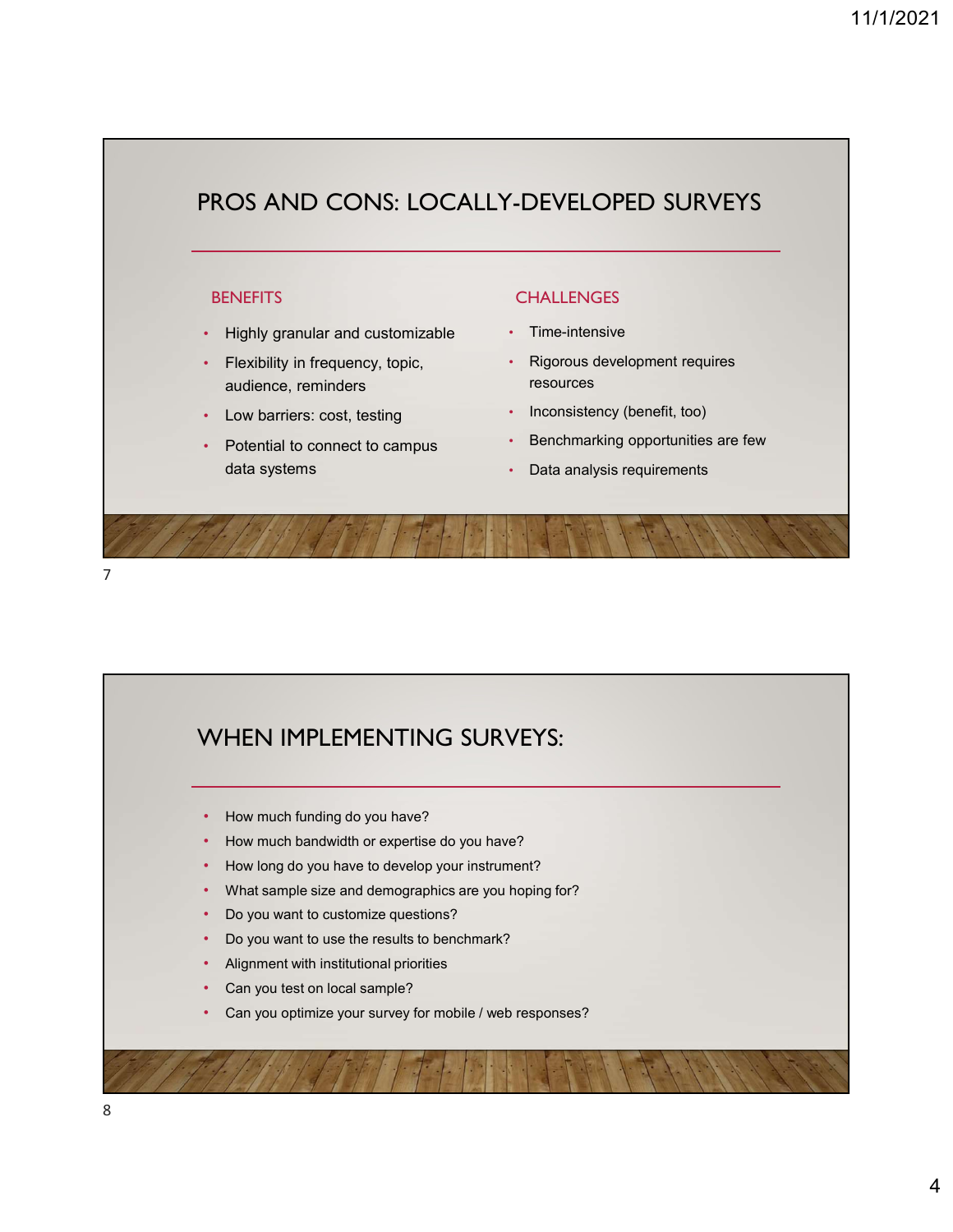## PROS AND CONS: LOCALLY-DEVELOPED SURVEYS

### BENEFITS

- Highly granular and customizable
- Flexibility in frequency, topic, audience, reminders
- Low barriers: cost, testing
- Potential to connect to campus data systems

### CHALLENGES

- Time-intensive
- Rigorous development requires resources
- Inconsistency (benefit, too)
- Benchmarking opportunities are few
- Data analysis requirements

## WHEN IMPLEMENTING SURVEYS:

- How much funding do you have?
- How much bandwidth or expertise do you have?
- How long do you have to develop your instrument?
- What sample size and demographics are you hoping for?
- Do you want to customize questions?
- Do you want to use the results to benchmark?
- Alignment with institutional priorities
- Can you test on local sample?
- Can you optimize your survey for mobile / web responses?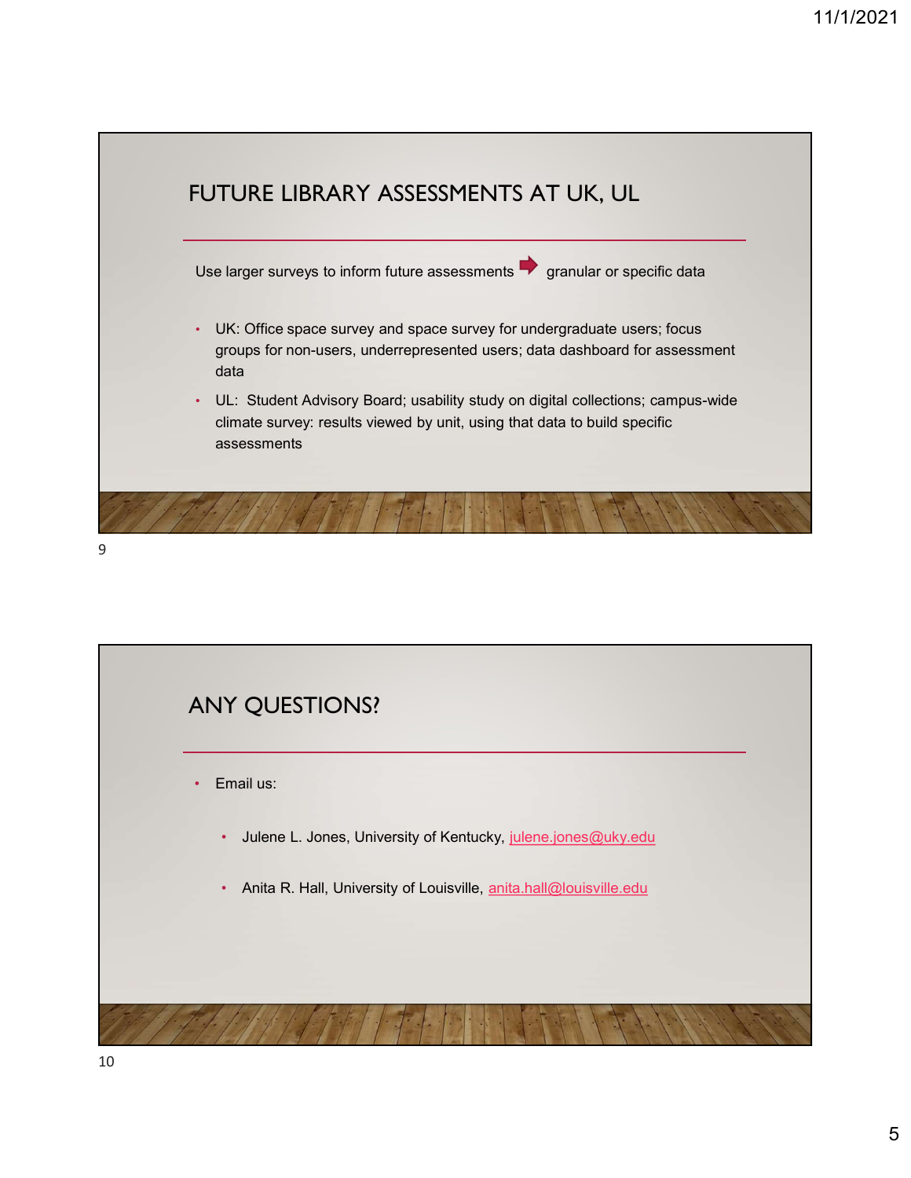## FUTURE LIBRARY ASSESSMENTS AT UK, UL

Use larger surveys to inform future assessments ➡ granular or specific data

- UK: Office space survey and space survey for undergraduate users; focus groups for non-users, underrepresented users; data dashboard for assessment data
- UL: Student Advisory Board; usability study on digital collections; campus-wide climate survey: results viewed by unit, using that data to build specific assessments

## ANY QUESTIONS?

- Email us:
  - Julene L. Jones, University of Kentucky, julene.jones@uky.edu
  - Anita R. Hall, University of Louisville, anita.hall@louisville.edu